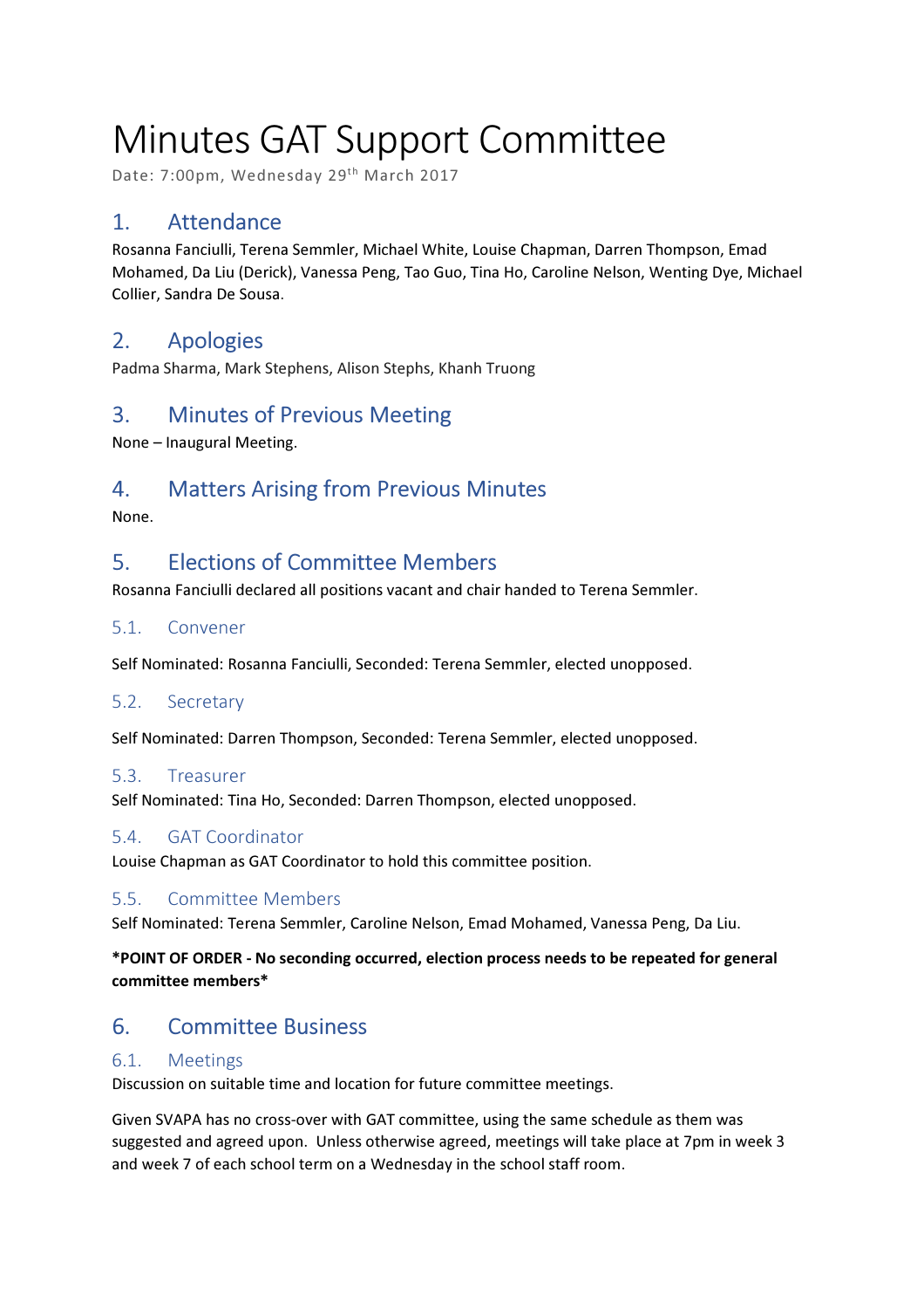# Minutes GAT Support Committee

Date: 7:00pm, Wednesday 29th March 2017

## 1. Attendance

Rosanna Fanciulli, Terena Semmler, Michael White, Louise Chapman, Darren Thompson, Emad Mohamed, Da Liu (Derick), Vanessa Peng, Tao Guo, Tina Ho, Caroline Nelson, Wenting Dye, Michael Collier, Sandra De Sousa.

## 2. Apologies

Padma Sharma, Mark Stephens, Alison Stephs, Khanh Truong

## 3. Minutes of Previous Meeting

None – Inaugural Meeting.

## 4. Matters Arising from Previous Minutes

None.

## 5. Elections of Committee Members

Rosanna Fanciulli declared all positions vacant and chair handed to Terena Semmler.

### 5.1. Convener

Self Nominated: Rosanna Fanciulli, Seconded: Terena Semmler, elected unopposed.

### 5.2. Secretary

Self Nominated: Darren Thompson, Seconded: Terena Semmler, elected unopposed.

### 5.3. Treasurer

Self Nominated: Tina Ho, Seconded: Darren Thompson, elected unopposed.

### 5.4. GAT Coordinator

Louise Chapman as GAT Coordinator to hold this committee position.

### 5.5. Committee Members

Self Nominated: Terena Semmler, Caroline Nelson, Emad Mohamed, Vanessa Peng, Da Liu.

**\*POINT OF ORDER - No seconding occurred, election process needs to be repeated for general committee members\***

## 6. Committee Business

### 6.1. Meetings

Discussion on suitable time and location for future committee meetings.

Given SVAPA has no cross-over with GAT committee, using the same schedule as them was suggested and agreed upon. Unless otherwise agreed, meetings will take place at 7pm in week 3 and week 7 of each school term on a Wednesday in the school staff room.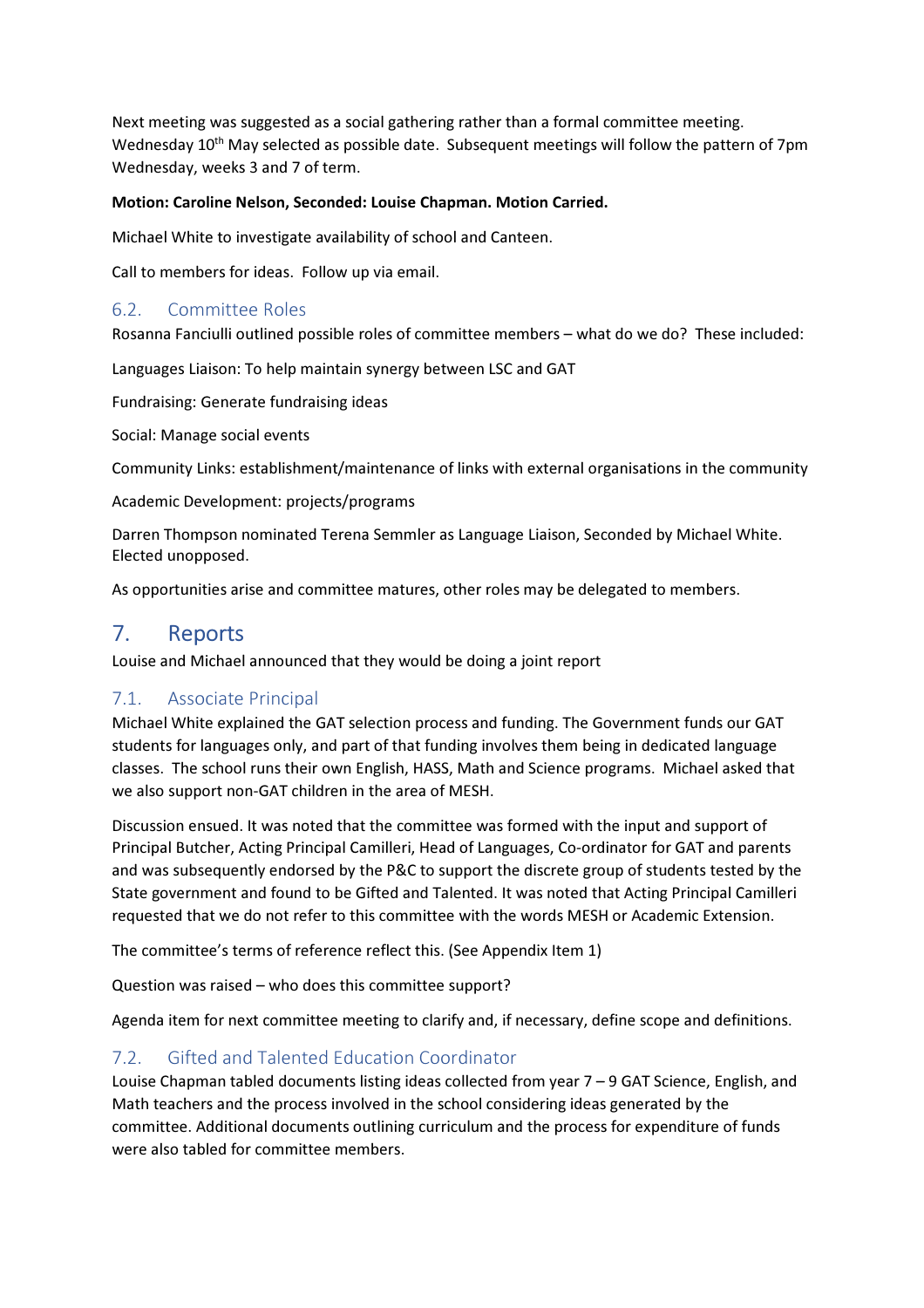Next meeting was suggested as a social gathering rather than a formal committee meeting. Wednesday 10th May selected as possible date. Subsequent meetings will follow the pattern of 7pm Wednesday, weeks 3 and 7 of term.

**Motion: Caroline Nelson, Seconded: Louise Chapman. Motion Carried.**

Michael White to investigate availability of school and Canteen.

Call to members for ideas. Follow up via email.

### 6.2. Committee Roles

Rosanna Fanciulli outlined possible roles of committee members – what do we do? These included:

Languages Liaison: To help maintain synergy between LSC and GAT

Fundraising: Generate fundraising ideas

Social: Manage social events

Community Links: establishment/maintenance of links with external organisations in the community

Academic Development: projects/programs

Darren Thompson nominated Terena Semmler as Language Liaison, Seconded by Michael White. Elected unopposed.

As opportunities arise and committee matures, other roles may be delegated to members.

## 7. Reports

Louise and Michael announced that they would be doing a joint report

### 7.1. Associate Principal

Michael White explained the GAT selection process and funding. The Government funds our GAT students for languages only, and part of that funding involves them being in dedicated language classes. The school runs their own English, HASS, Math and Science programs. Michael asked that we also support non-GAT children in the area of MESH.

Discussion ensued. It was noted that the committee was formed with the input and support of Principal Butcher, Acting Principal Camilleri, Head of Languages, Co-ordinator for GAT and parents and was subsequently endorsed by the P&C to support the discrete group of students tested by the State government and found to be Gifted and Talented. It was noted that Acting Principal Camilleri requested that we do not refer to this committee with the words MESH or Academic Extension.

The committee's terms of reference reflect this. (See Appendix Item 1)

Question was raised – who does this committee support?

Agenda item for next committee meeting to clarify and, if necessary, define scope and definitions.

### 7.2. Gifted and Talented Education Coordinator

Louise Chapman tabled documents listing ideas collected from year 7 – 9 GAT Science, English, and Math teachers and the process involved in the school considering ideas generated by the committee. Additional documents outlining curriculum and the process for expenditure of funds were also tabled for committee members.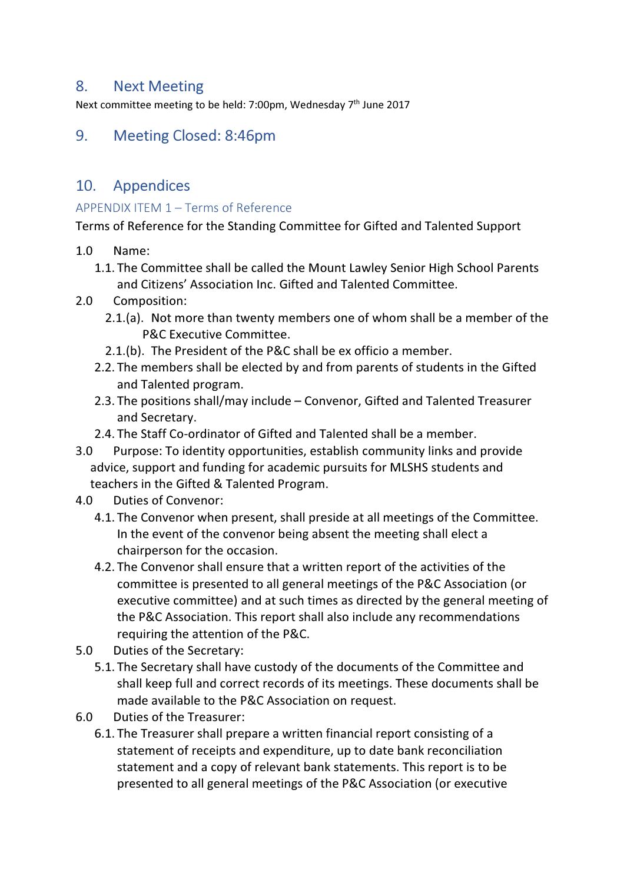## 8. Next Meeting

Next committee meeting to be held: 7:00pm, Wednesday 7th June 2017

## 9. Meeting Closed: 8:46pm

## 10. Appendices

### APPENDIX ITEM 1 – Terms of Reference

Terms of Reference for the Standing Committee for Gifted and Talented Support

1.0 Name:
   - 1.1. The Committee shall be called the Mount Lawley Senior High School Parents and Citizens' Association Inc. Gifted and Talented Committee.

2.0 Composition:
   - 2.1.(a). Not more than twenty members one of whom shall be a member of the P&C Executive Committee.
   - 2.1.(b). The President of the P&C shall be ex officio a member.
   - 2.2. The members shall be elected by and from parents of students in the Gifted and Talented program.
   - 2.3. The positions shall/may include – Convenor, Gifted and Talented Treasurer and Secretary.
   - 2.4. The Staff Co-ordinator of Gifted and Talented shall be a member.

3.0 Purpose: To identity opportunities, establish community links and provide advice, support and funding for academic pursuits for MLSHS students and teachers in the Gifted & Talented Program.

4.0 Duties of Convenor:
   - 4.1. The Convenor when present, shall preside at all meetings of the Committee. In the event of the convenor being absent the meeting shall elect a chairperson for the occasion.
   - 4.2. The Convenor shall ensure that a written report of the activities of the committee is presented to all general meetings of the P&C Association (or executive committee) and at such times as directed by the general meeting of the P&C Association. This report shall also include any recommendations requiring the attention of the P&C.

5.0 Duties of the Secretary:
   - 5.1. The Secretary shall have custody of the documents of the Committee and shall keep full and correct records of its meetings. These documents shall be made available to the P&C Association on request.

6.0 Duties of the Treasurer:
   - 6.1. The Treasurer shall prepare a written financial report consisting of a statement of receipts and expenditure, up to date bank reconciliation statement and a copy of relevant bank statements. This report is to be presented to all general meetings of the P&C Association (or executive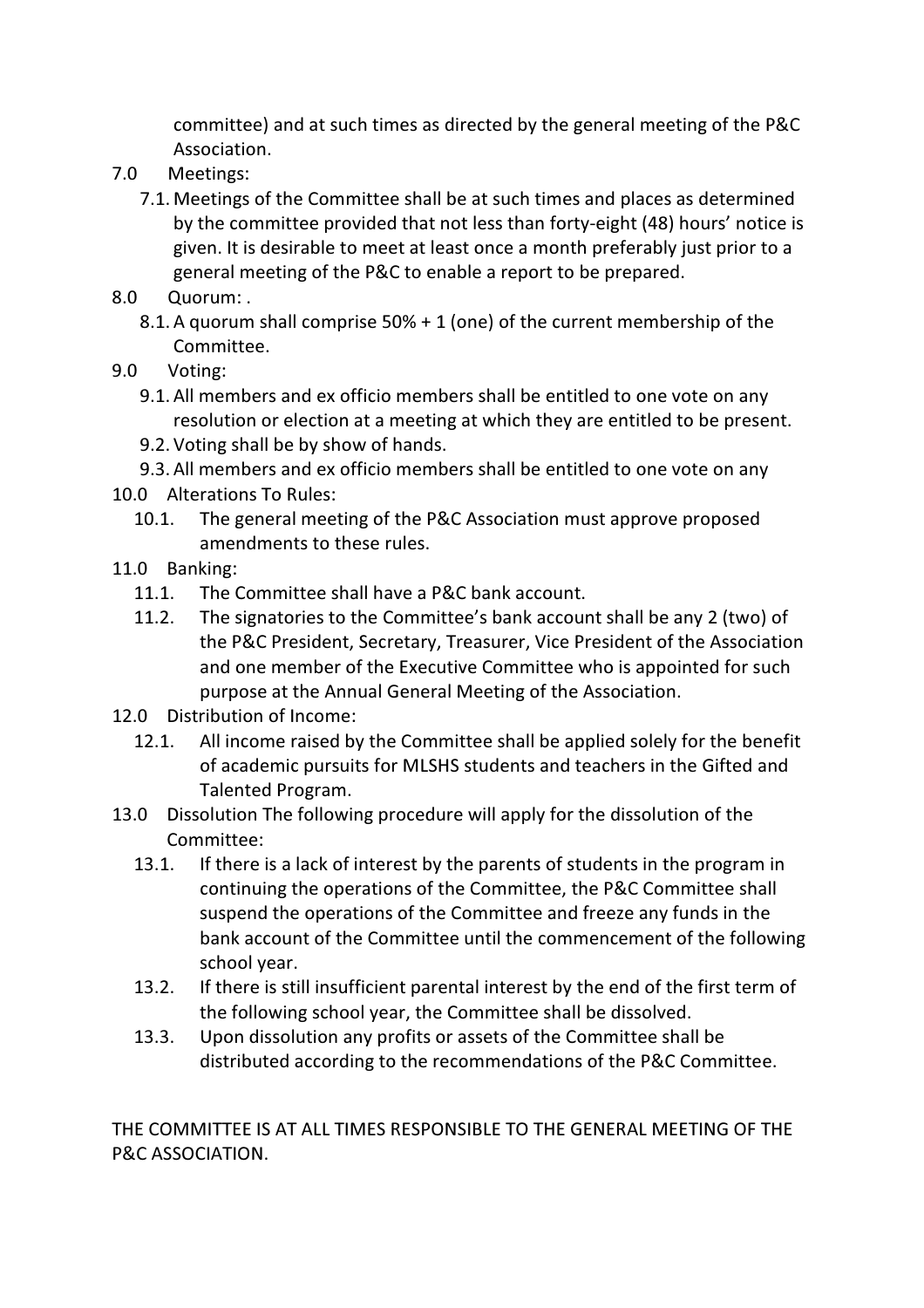committee) and at such times as directed by the general meeting of the P&C Association.

7.0 Meetings:

7.1. Meetings of the Committee shall be at such times and places as determined by the committee provided that not less than forty-eight (48) hours' notice is given. It is desirable to meet at least once a month preferably just prior to a general meeting of the P&C to enable a report to be prepared.

8.0 Quorum: .

8.1. A quorum shall comprise 50% + 1 (one) of the current membership of the Committee.

9.0 Voting:

9.1. All members and ex officio members shall be entitled to one vote on any resolution or election at a meeting at which they are entitled to be present.

9.2. Voting shall be by show of hands.

9.3. All members and ex officio members shall be entitled to one vote on any

10.0 Alterations To Rules:

10.1. The general meeting of the P&C Association must approve proposed amendments to these rules.

11.0 Banking:

11.1. The Committee shall have a P&C bank account.

11.2. The signatories to the Committee's bank account shall be any 2 (two) of the P&C President, Secretary, Treasurer, Vice President of the Association and one member of the Executive Committee who is appointed for such purpose at the Annual General Meeting of the Association.

12.0 Distribution of Income:

12.1. All income raised by the Committee shall be applied solely for the benefit of academic pursuits for MLSHS students and teachers in the Gifted and Talented Program.

13.0 Dissolution The following procedure will apply for the dissolution of the Committee:

13.1. If there is a lack of interest by the parents of students in the program in continuing the operations of the Committee, the P&C Committee shall suspend the operations of the Committee and freeze any funds in the bank account of the Committee until the commencement of the following school year.

13.2. If there is still insufficient parental interest by the end of the first term of the following school year, the Committee shall be dissolved.

13.3. Upon dissolution any profits or assets of the Committee shall be distributed according to the recommendations of the P&C Committee.

THE COMMITTEE IS AT ALL TIMES RESPONSIBLE TO THE GENERAL MEETING OF THE P&C ASSOCIATION.